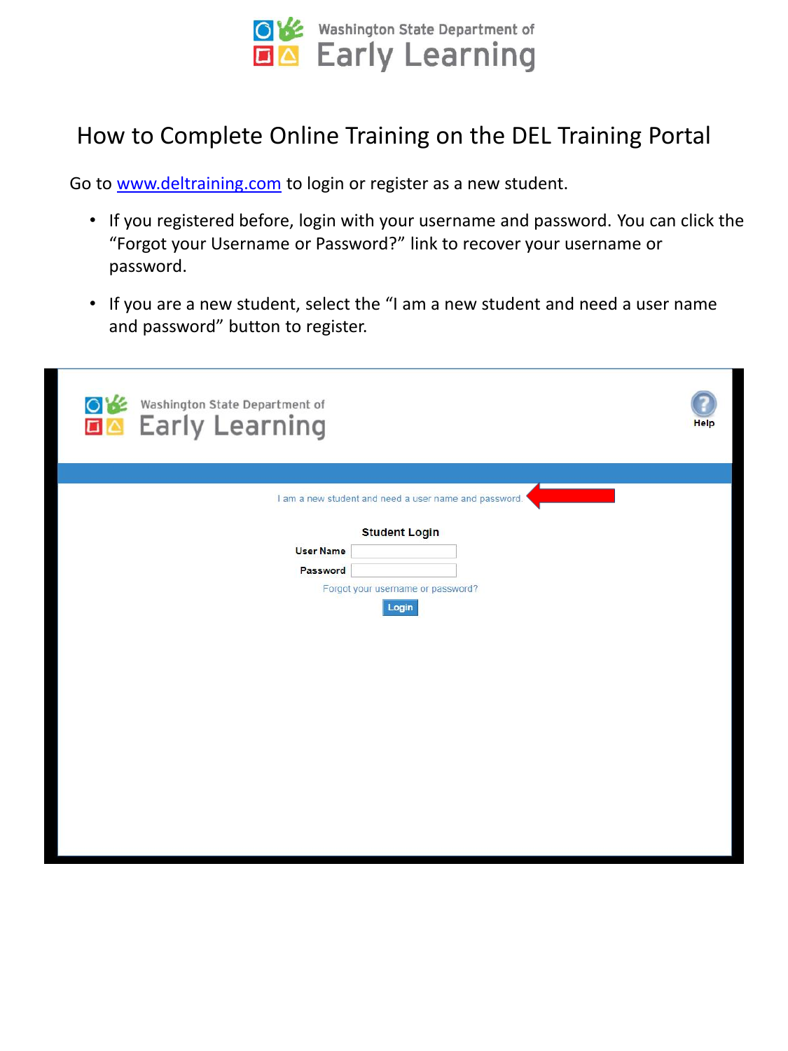Washington State Department of Early Learning

# How to Complete Online Training on the DEL Training Portal

Go to www.deltraining.com to login or register as a new student.

- If you registered before, login with your username and password. You can click the "Forgot your Username or Password?" link to recover your username or password.
- If you are a new student, select the "I am a new student and need a user name and password" button to register.

Washington State Department of Early Learning

Help

I am a new student and need a user name and password.

Student Login

User Name

Password

Forgot your username or password?

Login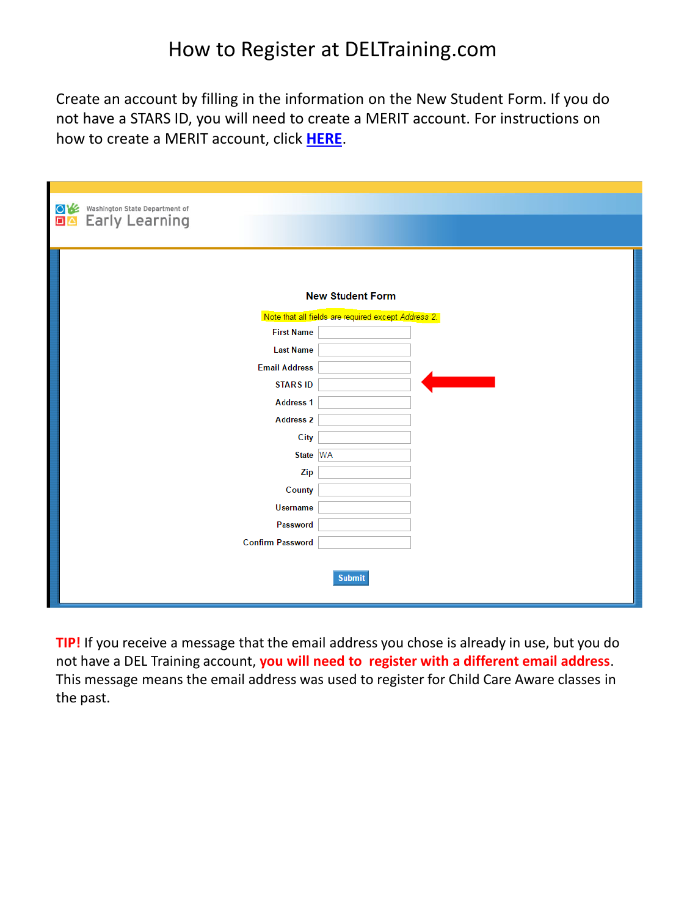# How to Register at DELTraining.com

Create an account by filling in the information on the New Student Form. If you do not have a STARS ID, you will need to create a MERIT account. For instructions on how to create a MERIT account, click **HERE**.

Washington State Department of Early Learning

**New Student Form**

Note that all fields are required except *Address 2*.

- First Name
- Last Name
- Email Address
- STARS ID
- Address 1
- Address 2
- City
- State: WA
- Zip
- County
- Username
- Password
- Confirm Password

Submit

**TIP!** If you receive a message that the email address you chose is already in use, but you do not have a DEL Training account, **you will need to register with a different email address**. This message means the email address was used to register for Child Care Aware classes in the past.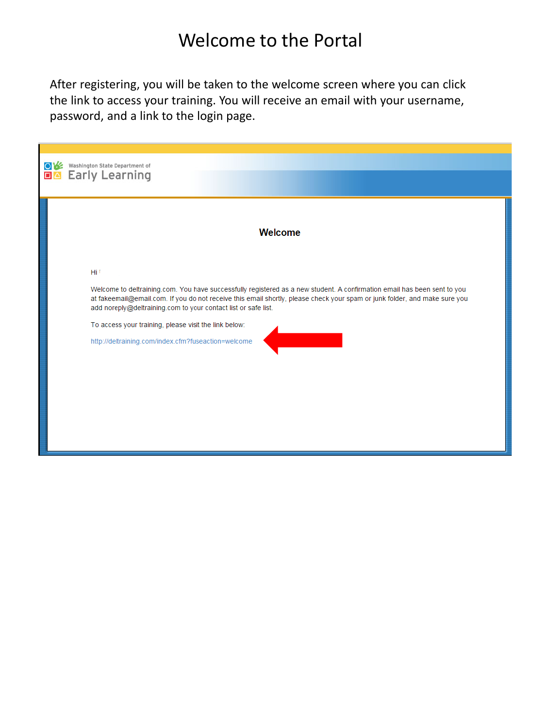# Welcome to the Portal

After registering, you will be taken to the welcome screen where you can click the link to access your training. You will receive an email with your username, password, and a link to the login page.

Washington State Department of
Early Learning

## Welcome

Hi

Welcome to deltraining.com. You have successfully registered as a new student. A confirmation email has been sent to you at fakeemail@email.com. If you do not receive this email shortly, please check your spam or junk folder, and make sure you add noreply@deltraining.com to your contact list or safe list.

To access your training, please visit the link below:

http://deltraining.com/index.cfm?fuseaction=welcome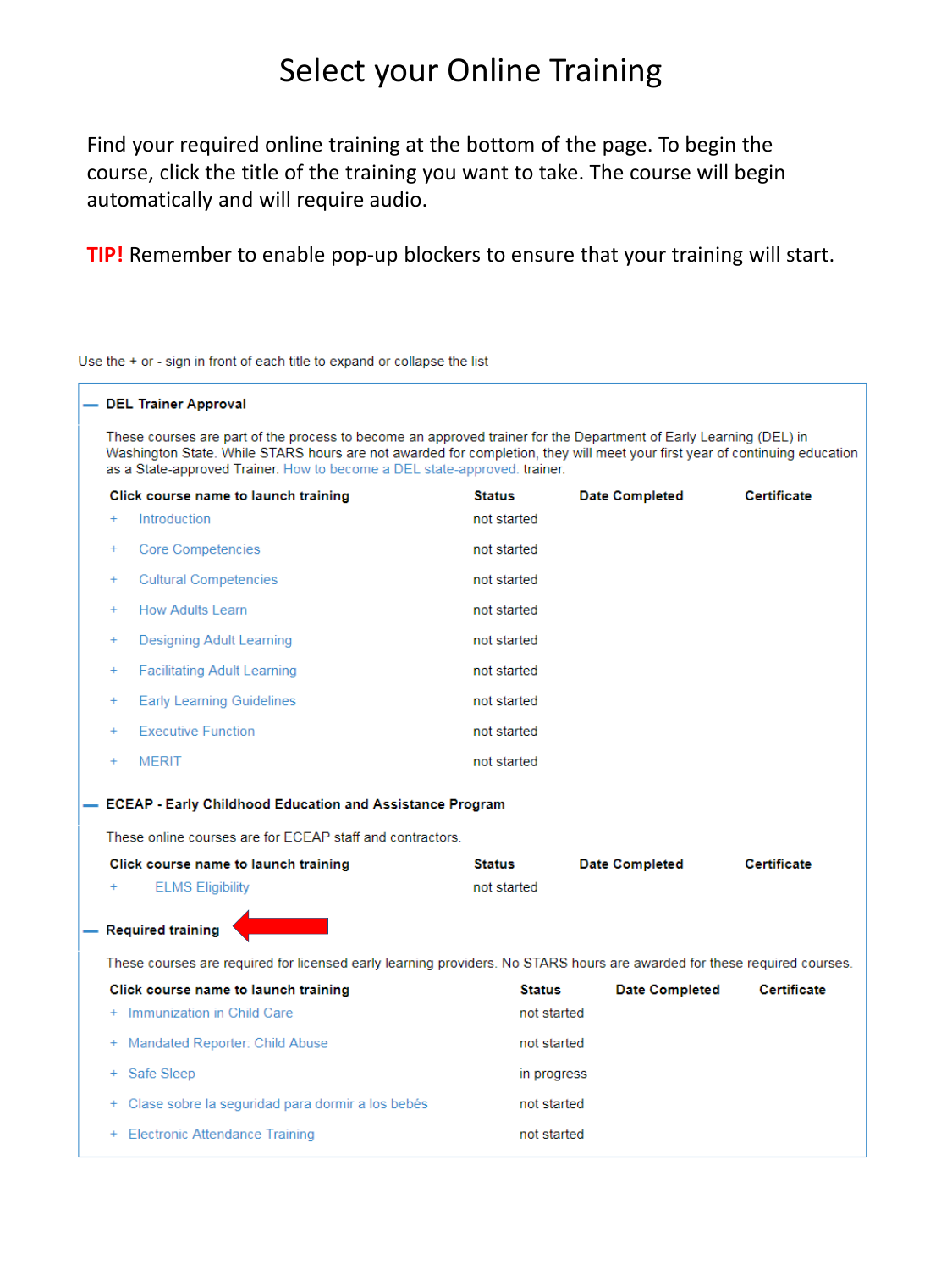# Select your Online Training

Find your required online training at the bottom of the page. To begin the course, click the title of the training you want to take. The course will begin automatically and will require audio.

**TIP!** Remember to enable pop-up blockers to ensure that your training will start.

Use the + or - sign in front of each title to expand or collapse the list

**— DEL Trainer Approval**

These courses are part of the process to become an approved trainer for the Department of Early Learning (DEL) in Washington State. While STARS hours are not awarded for completion, they will meet your first year of continuing education as a State-approved Trainer. How to become a DEL state-approved. trainer.

| Click course name to launch training | Status | Date Completed | Certificate |
|---|---|---|---|
| + Introduction | not started | | |
| + Core Competencies | not started | | |
| + Cultural Competencies | not started | | |
| + How Adults Learn | not started | | |
| + Designing Adult Learning | not started | | |
| + Facilitating Adult Learning | not started | | |
| + Early Learning Guidelines | not started | | |
| + Executive Function | not started | | |
| + MERIT | not started | | |

**— ECEAP - Early Childhood Education and Assistance Program**

These online courses are for ECEAP staff and contractors.

| Click course name to launch training | Status | Date Completed | Certificate |
|---|---|---|---|
| + ELMS Eligibility | not started | | |

**— Required training**

These courses are required for licensed early learning providers. No STARS hours are awarded for these required courses.

| Click course name to launch training | Status | Date Completed | Certificate |
|---|---|---|---|
| + Immunization in Child Care | not started | | |
| + Mandated Reporter: Child Abuse | not started | | |
| + Safe Sleep | in progress | | |
| + Clase sobre la seguridad para dormir a los bebés | not started | | |
| + Electronic Attendance Training | not started | | |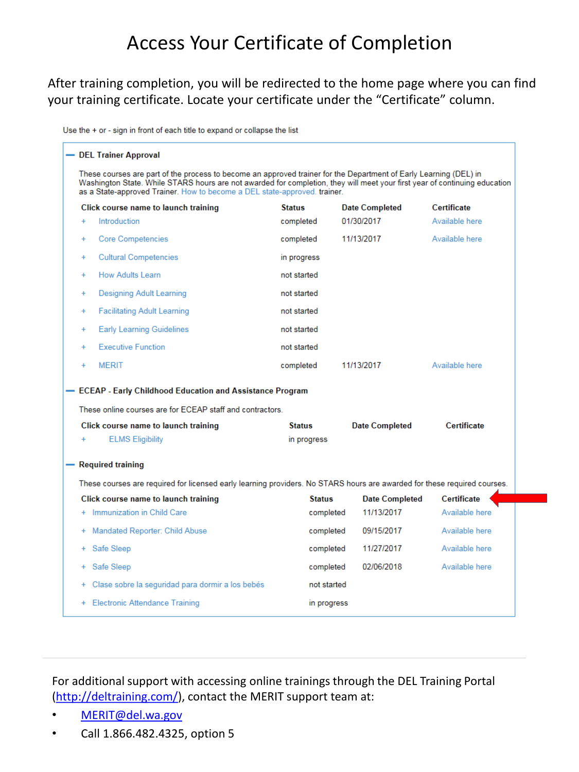# Access Your Certificate of Completion

After training completion, you will be redirected to the home page where you can find your training certificate. Locate your certificate under the "Certificate" column.

Use the + or - sign in front of each title to expand or collapse the list

**— DEL Trainer Approval**

These courses are part of the process to become an approved trainer for the Department of Early Learning (DEL) in Washington State. While STARS hours are not awarded for completion, they will meet your first year of continuing education as a State-approved Trainer. How to become a DEL state-approved. trainer.

| Click course name to launch training | Status | Date Completed | Certificate |
|---|---|---|---|
| + Introduction | completed | 01/30/2017 | Available here |
| + Core Competencies | completed | 11/13/2017 | Available here |
| + Cultural Competencies | in progress | | |
| + How Adults Learn | not started | | |
| + Designing Adult Learning | not started | | |
| + Facilitating Adult Learning | not started | | |
| + Early Learning Guidelines | not started | | |
| + Executive Function | not started | | |
| + MERIT | completed | 11/13/2017 | Available here |

**— ECEAP - Early Childhood Education and Assistance Program**

These online courses are for ECEAP staff and contractors.

| Click course name to launch training | Status | Date Completed | Certificate |
|---|---|---|---|
| + ELMS Eligibility | in progress | | |

**— Required training**

These courses are required for licensed early learning providers. No STARS hours are awarded for these required courses.

| Click course name to launch training | Status | Date Completed | Certificate |
|---|---|---|---|
| + Immunization in Child Care | completed | 11/13/2017 | Available here |
| + Mandated Reporter: Child Abuse | completed | 09/15/2017 | Available here |
| + Safe Sleep | completed | 11/27/2017 | Available here |
| + Safe Sleep | completed | 02/06/2018 | Available here |
| + Clase sobre la seguridad para dormir a los bebés | not started | | |
| + Electronic Attendance Training | in progress | | |

---

For additional support with accessing online trainings through the DEL Training Portal (http://deltraining.com/), contact the MERIT support team at:

- MERIT@del.wa.gov
- Call 1.866.482.4325, option 5